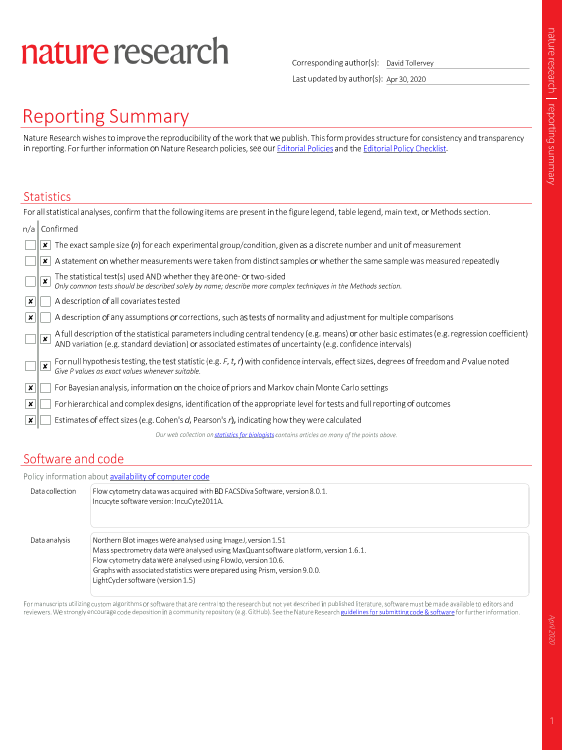# nature research

Corresponding author(s): David Tollervey

Last updated by author(s): Apr 30, 2020

# Reporting Summary

Nature Research wishes to improve the reproducibility of the work that we publish. This form provides structure for consistency and transparency in reporting. For further information on Nature Research policies, see our Editorial Policies and the Editorial Policy Checklist.

## Statistics

For all statistical analyses, confirm that the following items are present in the figure legend, table legend, main text, or Methods section.

| n/a | Confirmed | |
|---|---|---|
| | x | The exact sample size ($n$) for each experimental group/condition, given as a discrete number and unit of measurement |
| | x | A statement on whether measurements were taken from distinct samples or whether the same sample was measured repeatedly |
| | x | The statistical test(s) used AND whether they are one- or two-sided<br>*Only common tests should be described solely by name; describe more complex techniques in the Methods section.* |
| x | | A description of all covariates tested |
| x | | A description of any assumptions or corrections, such as tests of normality and adjustment for multiple comparisons |
| | x | A full description of the statistical parameters including central tendency (e.g. means) or other basic estimates (e.g. regression coefficient) AND variation (e.g. standard deviation) or associated estimates of uncertainty (e.g. confidence intervals) |
| | x | For null hypothesis testing, the test statistic (e.g. $F$, $t$, $r$) with confidence intervals, effect sizes, degrees of freedom and $P$ value noted<br>*Give P values as exact values whenever suitable.* |
| x | | For Bayesian analysis, information on the choice of priors and Markov chain Monte Carlo settings |
| x | | For hierarchical and complex designs, identification of the appropriate level for tests and full reporting of outcomes |
| x | | Estimates of effect sizes (e.g. Cohen's $d$, Pearson's $r$), indicating how they were calculated |

*Our web collection on statistics for biologists contains articles on many of the points above.*

## Software and code

Policy information about availability of computer code

**Data collection**

Flow cytometry data was acquired with BD FACSDiva Software, version 8.0.1.
Incucyte software version: IncuCyte2011A.

**Data analysis**

Northern Blot images were analysed using ImageJ, version 1.51
Mass spectrometry data were analysed using MaxQuant software platform, version 1.6.1.
Flow cytometry data were analysed using FlowJo, version 10.6.
Graphs with associated statistics were prepared using Prism, version 9.0.0.
LightCycler software (version 1.5)

For manuscripts utilizing custom algorithms or software that are central to the research but not yet described in published literature, software must be made available to editors and reviewers. We strongly encourage code deposition in a community repository (e.g. GitHub). See the Nature Research guidelines for submitting code & software for further information.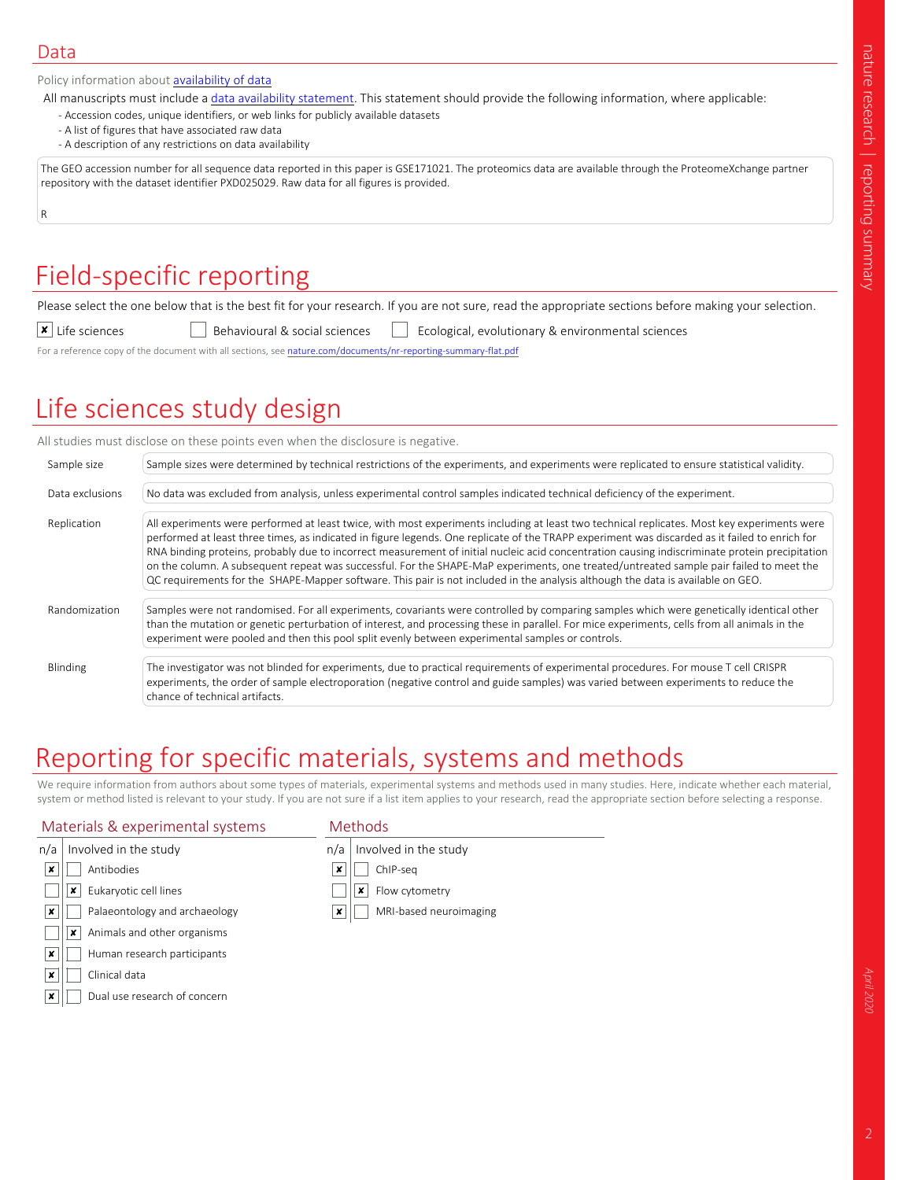## Data

Policy information about availability of data

All manuscripts must include a data availability statement. This statement should provide the following information, where applicable:

- Accession codes, unique identifiers, or web links for publicly available datasets
- A list of figures that have associated raw data
- A description of any restrictions on data availability

The GEO accession number for all sequence data reported in this paper is GSE171021. The proteomics data are available through the ProteomeXchange partner repository with the dataset identifier PXD025029. Raw data for all figures is provided.

R

# Field-specific reporting

Please select the one below that is the best fit for your research. If you are not sure, read the appropriate sections before making your selection.

- [x] Life sciences
- [ ] Behavioural & social sciences
- [ ] Ecological, evolutionary & environmental sciences

For a reference copy of the document with all sections, see nature.com/documents/nr-reporting-summary-flat.pdf

# Life sciences study design

All studies must disclose on these points even when the disclosure is negative.

| | |
|---|---|
| Sample size | Sample sizes were determined by technical restrictions of the experiments, and experiments were replicated to ensure statistical validity. |
| Data exclusions | No data was excluded from analysis, unless experimental control samples indicated technical deficiency of the experiment. |
| Replication | All experiments were performed at least twice, with most experiments including at least two technical replicates. Most key experiments were performed at least three times, as indicated in figure legends. One replicate of the TRAPP experiment was discarded as it failed to enrich for RNA binding proteins, probably due to incorrect measurement of initial nucleic acid concentration causing indiscriminate protein precipitation on the column. A subsequent repeat was successful. For the SHAPE-MaP experiments, one treated/untreated sample pair failed to meet the QC requirements for the SHAPE-Mapper software. This pair is not included in the analysis although the data is available on GEO. |
| Randomization | Samples were not randomised. For all experiments, covariants were controlled by comparing samples which were genetically identical other than the mutation or genetic perturbation of interest, and processing these in parallel. For mice experiments, cells from all animals in the experiment were pooled and then this pool split evenly between experimental samples or controls. |
| Blinding | The investigator was not blinded for experiments, due to practical requirements of experimental procedures. For mouse T cell CRISPR experiments, the order of sample electroporation (negative control and guide samples) was varied between experiments to reduce the chance of technical artifacts. |

# Reporting for specific materials, systems and methods

We require information from authors about some types of materials, experimental systems and methods used in many studies. Here, indicate whether each material, system or method listed is relevant to your study. If you are not sure if a list item applies to your research, read the appropriate section before selecting a response.

## Materials & experimental systems

| n/a | Involved in the study | |
|---|---|---|
| [x] | [ ] | Antibodies |
| [ ] | [x] | Eukaryotic cell lines |
| [x] | [ ] | Palaeontology and archaeology |
| [ ] | [x] | Animals and other organisms |
| [x] | [ ] | Human research participants |
| [x] | [ ] | Clinical data |
| [x] | [ ] | Dual use research of concern |

## Methods

| n/a | Involved in the study | |
|---|---|---|
| [x] | [ ] | ChIP-seq |
| [ ] | [x] | Flow cytometry |
| [x] | [ ] | MRI-based neuroimaging |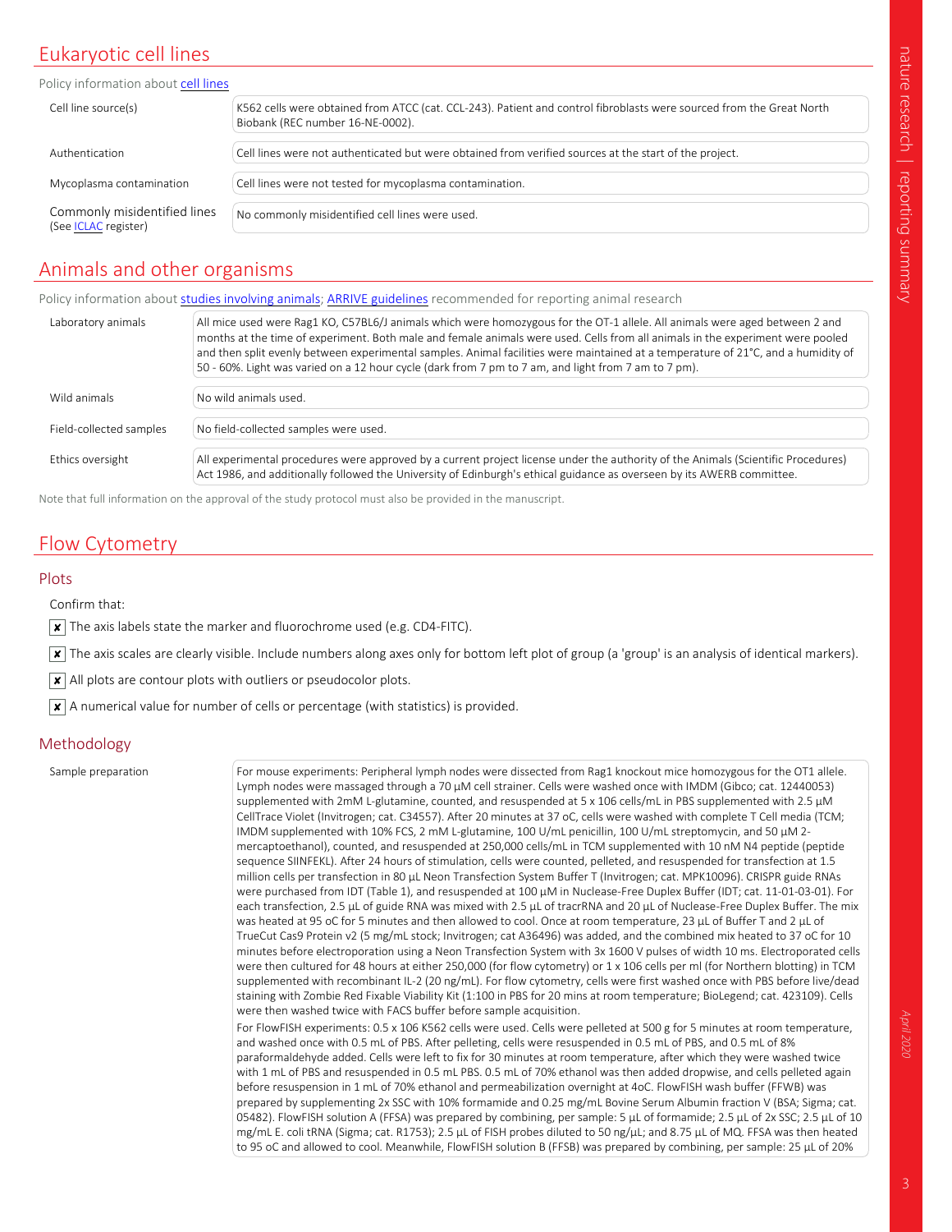## Eukaryotic cell lines

Policy information about cell lines

| | |
|---|---|
| Cell line source(s) | K562 cells were obtained from ATCC (cat. CCL-243). Patient and control fibroblasts were sourced from the Great North Biobank (REC number 16-NE-0002). |
| Authentication | Cell lines were not authenticated but were obtained from verified sources at the start of the project. |
| Mycoplasma contamination | Cell lines were not tested for mycoplasma contamination. |
| Commonly misidentified lines (See ICLAC register) | No commonly misidentified cell lines were used. |

## Animals and other organisms

Policy information about studies involving animals; ARRIVE guidelines recommended for reporting animal research

| | |
|---|---|
| Laboratory animals | All mice used were Rag1 KO, C57BL6/J animals which were homozygous for the OT-1 allele. All animals were aged between 2 and months at the time of experiment. Both male and female animals were used. Cells from all animals in the experiment were pooled and then split evenly between experimental samples. Animal facilities were maintained at a temperature of 21°C, and a humidity of 50 - 60%. Light was varied on a 12 hour cycle (dark from 7 pm to 7 am, and light from 7 am to 7 pm). |
| Wild animals | No wild animals used. |
| Field-collected samples | No field-collected samples were used. |
| Ethics oversight | All experimental procedures were approved by a current project license under the authority of the Animals (Scientific Procedures) Act 1986, and additionally followed the University of Edinburgh's ethical guidance as overseen by its AWERB committee. |

Note that full information on the approval of the study protocol must also be provided in the manuscript.

## Flow Cytometry

### Plots

Confirm that:

- [x] The axis labels state the marker and fluorochrome used (e.g. CD4-FITC).
- [x] The axis scales are clearly visible. Include numbers along axes only for bottom left plot of group (a 'group' is an analysis of identical markers).
- [x] All plots are contour plots with outliers or pseudocolor plots.
- [x] A numerical value for number of cells or percentage (with statistics) is provided.

### Methodology

Sample preparation

For mouse experiments: Peripheral lymph nodes were dissected from Rag1 knockout mice homozygous for the OT1 allele. Lymph nodes were massaged through a 70 μM cell strainer. Cells were washed once with IMDM (Gibco; cat. 12440053) supplemented with 2mM L-glutamine, counted, and resuspended at 5 x 106 cells/mL in PBS supplemented with 2.5 μM CellTrace Violet (Invitrogen; cat. C34557). After 20 minutes at 37 oC, cells were washed with complete T Cell media (TCM; IMDM supplemented with 10% FCS, 2 mM L-glutamine, 100 U/mL penicillin, 100 U/mL streptomycin, and 50 μM 2-mercaptoethanol), counted, and resuspended at 250,000 cells/mL in TCM supplemented with 10 nM N4 peptide (peptide sequence SIINFEKL). After 24 hours of stimulation, cells were counted, pelleted, and resuspended for transfection at 1.5 million cells per transfection in 80 μL Neon Transfection System Buffer T (Invitrogen; cat. MPK10096). CRISPR guide RNAs were purchased from IDT (Table 1), and resuspended at 100 μM in Nuclease-Free Duplex Buffer (IDT; cat. 11-01-03-01). For each transfection, 2.5 μL of guide RNA was mixed with 2.5 μL of tracrRNA and 20 μL of Nuclease-Free Duplex Buffer. The mix was heated at 95 oC for 5 minutes and then allowed to cool. Once at room temperature, 23 μL of Buffer T and 2 μL of TrueCut Cas9 Protein v2 (5 mg/mL stock; Invitrogen; cat A36496) was added, and the combined mix heated to 37 oC for 10 minutes before electroporation using a Neon Transfection System with 3x 1600 V pulses of width 10 ms. Electroporated cells were then cultured for 48 hours at either 250,000 (for flow cytometry) or 1 x 106 cells per ml (for Northern blotting) in TCM supplemented with recombinant IL-2 (20 ng/mL). For flow cytometry, cells were first washed once with PBS before live/dead staining with Zombie Red Fixable Viability Kit (1:100 in PBS for 20 mins at room temperature; BioLegend; cat. 423109). Cells were then washed twice with FACS buffer before sample acquisition.

For FlowFISH experiments: 0.5 x 106 K562 cells were used. Cells were pelleted at 500 g for 5 minutes at room temperature, and washed once with 0.5 mL of PBS. After pelleting, cells were resuspended in 0.5 mL of PBS, and 0.5 mL of 8% paraformaldehyde added. Cells were left to fix for 30 minutes at room temperature, after which they were washed twice with 1 mL of PBS and resuspended in 0.5 mL PBS. 0.5 mL of 70% ethanol was then added dropwise, and cells pelleted again before resuspension in 1 mL of 70% ethanol and permeabilization overnight at 4oC. FlowFISH wash buffer (FFWB) was prepared by supplementing 2x SSC with 10% formamide and 0.25 mg/mL Bovine Serum Albumin fraction V (BSA; Sigma; cat. 05482). FlowFISH solution A (FFSA) was prepared by combining, per sample: 5 μL of formamide; 2.5 μL of 2x SSC; 2.5 μL of 10 mg/mL E. coli tRNA (Sigma; cat. R1753); 2.5 μL of FISH probes diluted to 50 ng/μL; and 8.75 μL of MQ. FFSA was then heated to 95 oC and allowed to cool. Meanwhile, FlowFISH solution B (FFSB) was prepared by combining, per sample: 25 μL of 20%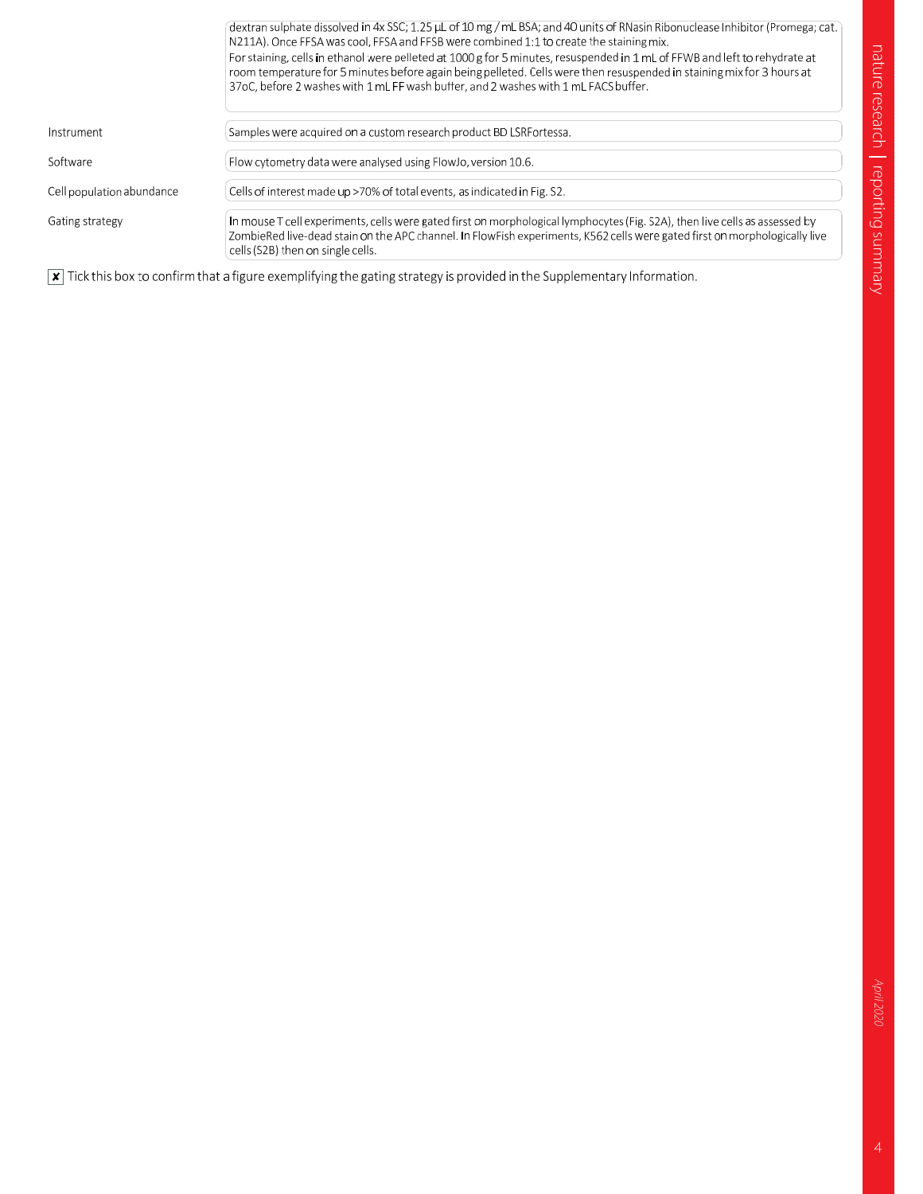dextran sulphate dissolved in 4x SSC; 1.25 µL of 10 mg / mL BSA; and 40 units of RNasin Ribonuclease Inhibitor (Promega; cat. N211A). Once FFSA was cool, FFSA and FFSB were combined 1:1 to create the staining mix.
For staining, cells in ethanol were pelleted at 1000 g for 5 minutes, resuspended in 1 mL of FFWB and left to rehydrate at room temperature for 5 minutes before again being pelleted. Cells were then resuspended in staining mix for 3 hours at 37oC, before 2 washes with 1 mL FF wash buffer, and 2 washes with 1 mL FACS buffer.

| | |
|---|---|
| Instrument | Samples were acquired on a custom research product BD LSRFortessa. |
| Software | Flow cytometry data were analysed using FlowJo, version 10.6. |
| Cell population abundance | Cells of interest made up >70% of total events, as indicated in Fig. S2. |
| Gating strategy | In mouse T cell experiments, cells were gated first on morphological lymphocytes (Fig. S2A), then live cells as assessed by ZombieRed live-dead stain on the APC channel. In FlowFish experiments, K562 cells were gated first on morphologically live cells (S2B) then on single cells. |

☒ Tick this box to confirm that a figure exemplifying the gating strategy is provided in the Supplementary Information.